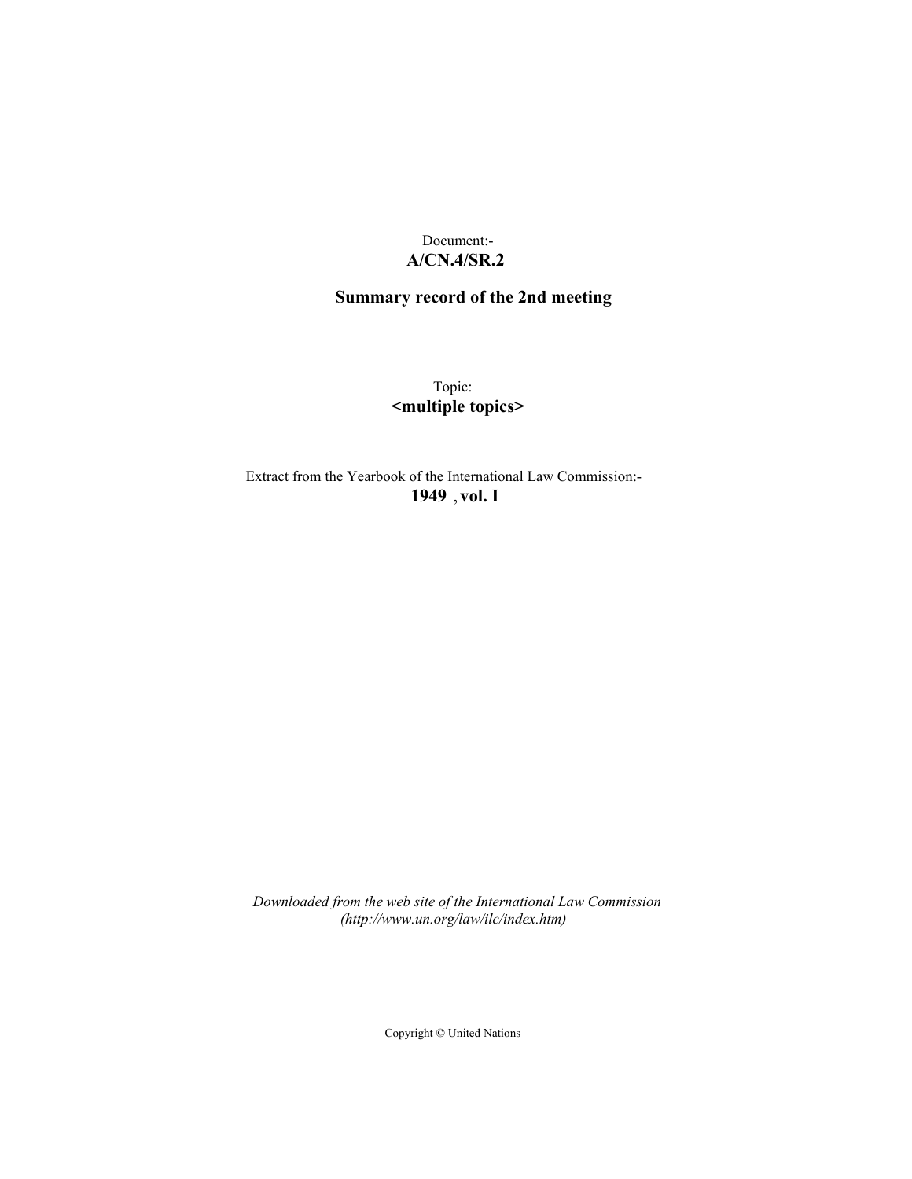Document:-
**A/CN.4/SR.2**

# Summary record of the 2nd meeting

Topic:
**<multiple topics>**

Extract from the Yearbook of the International Law Commission:-
**1949 , vol. I**

*Downloaded from the web site of the International Law Commission (http://www.un.org/law/ilc/index.htm)*

Copyright © United Nations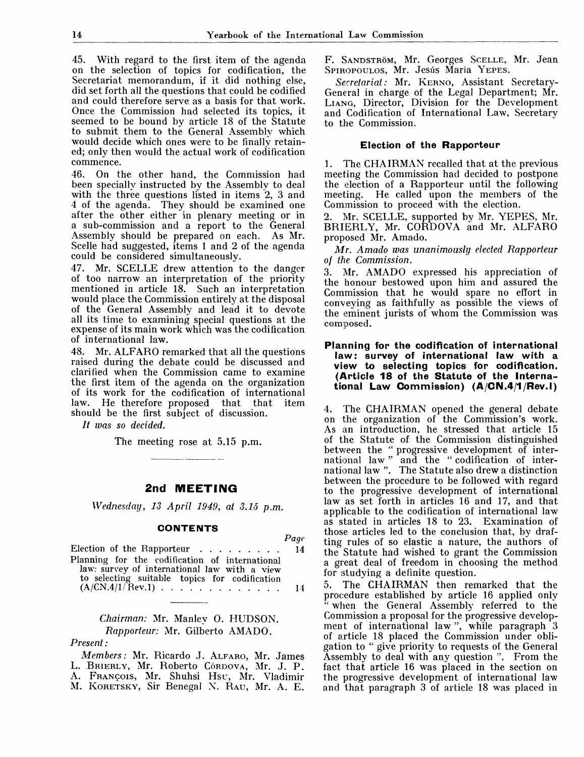45. With regard to the first item of the agenda on the selection of topics for codification, the Secretariat memorandum, if it did nothing else, did set forth all the questions that could be codified and could therefore serve as a basis for that work. Once the Commission had selected its topics, it seemed to be bound by article 18 of the Statute to submit them to the General Assembly which would decide which ones were to be finally retained; only then would the actual work of codification commence.

46. On the other hand, the Commission had been specially instructed by the Assembly to deal with the three questions listed in items 2, 3 and 4 of the agenda. They should be examined one after the other either in plenary meeting or in a sub-commission and a report to the General Assembly should be prepared on each. As Mr. Scelle had suggested, items 1 and 2 of the agenda could be considered simultaneously.

47. Mr. SCELLE drew attention to the danger of too narrow an interpretation of the priority mentioned in article 18. Such an interpretation would place the Commission entirely at the disposal of the General Assembly and lead it to devote all its time to examining special questions at the expense of its main work which was the codification of international law.

48. Mr. ALFARO remarked that all the questions raised during the debate could be discussed and clarified when the Commission came to examine the first item of the agenda on the organization of its work for the codification of international law. He therefore proposed that that item should be the first subject of discussion.

*It was so decided.*

The meeting rose at 5.15 p.m.

## 2nd MEETING

*Wednesday, 13 April 1949, at 3.15 p.m.*

### CONTENTS

| | Page |
|---|---|
| Election of the Rapporteur | 14 |
| Planning for the codification of international law: survey of international law with a view to selecting suitable topics for codification (A/CN.4/1/Rev.1) | 14 |

*Chairman:* Mr. Manley O. HUDSON.

*Rapporteur:* Mr. Gilberto AMADO.

*Present:*

*Members:* Mr. Ricardo J. ALFARO, Mr. James L. BRIERLY, Mr. Roberto CÓRDOVA, Mr. J. P. A. FRANÇOIS, Mr. Shuhsi HSU, Mr. Vladimir M. KORETSKY, Sir Benegal N. RAU, Mr. A. E. F. SANDSTRÖM, Mr. Georges SCELLE, Mr. Jean SPIROPOULOS, Mr. Jesús María YEPES.

*Secretariat:* Mr. KERNO, Assistant Secretary-General in charge of the Legal Department; Mr. LIANG, Director, Division for the Development and Codification of International Law, Secretary to the Commission.

### Election of the Rapporteur

1. The CHAIRMAN recalled that at the previous meeting the Commission had decided to postpone the election of a Rapporteur until the following meeting. He called upon the members of the Commission to proceed with the election.

2. Mr. SCELLE, supported by Mr. YEPES, Mr. BRIERLY, Mr. CORDOVA and Mr. ALFARO proposed Mr. Amado.

*Mr. Amado was unanimously elected Rapporteur of the Commission.*

3. Mr. AMADO expressed his appreciation of the honour bestowed upon him and assured the Commission that he would spare no effort in conveying as faithfully as possible the views of the eminent jurists of whom the Commission was composed.

### Planning for the codification of international law: survey of international law with a view to selecting topics for codification. (Article 18 of the Statute of the International Law Commission) (A/CN.4/1/Rev.1)

4. The CHAIRMAN opened the general debate on the organization of the Commission's work. As an introduction, he stressed that article 15 of the Statute of the Commission distinguished between the " progressive development of international law " and the " codification of international law ". The Statute also drew a distinction between the procedure to be followed with regard to the progressive development of international law as set forth in articles 16 and 17, and that applicable to the codification of international law as stated in articles 18 to 23. Examination of those articles led to the conclusion that, by drafting rules of so elastic a nature, the authors of the Statute had wished to grant the Commission a great deal of freedom in choosing the method for studying a definite question.

5. The CHAIRMAN then remarked that the procedure established by article 16 applied only " when the General Assembly referred to the Commission a proposal for the progressive development of international law ", while paragraph 3 of article 18 placed the Commission under obligation to " give priority to requests of the General Assembly to deal with any question ". From the fact that article 16 was placed in the section on the progressive development of international law and that paragraph 3 of article 18 was placed in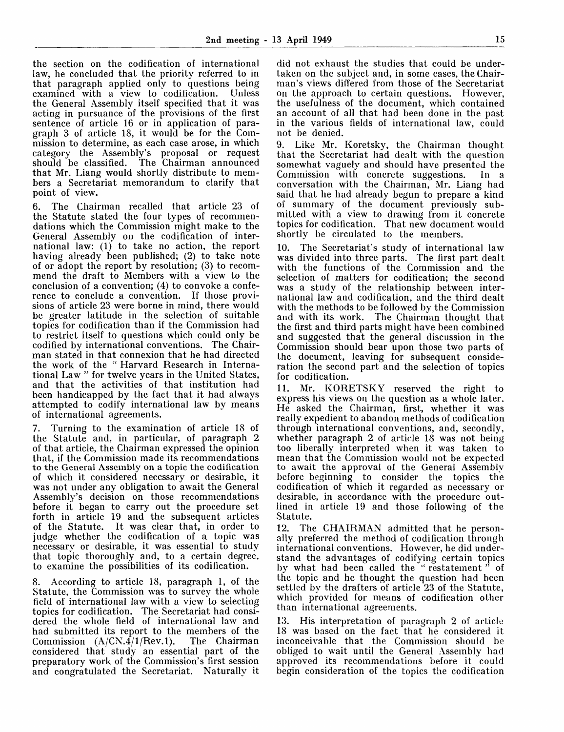the section on the codification of international law, he concluded that the priority referred to in that paragraph applied only to questions being examined with a view to codification. Unless the General Assembly itself specified that it was acting in pursuance of the provisions of the first sentence of article 16 or in application of paragraph 3 of article 18, it would be for the Commission to determine, as each case arose, in which category the Assembly's proposal or request should be classified. The Chairman announced that Mr. Liang would shortly distribute to members a Secretariat memorandum to clarify that point of view.

6. The Chairman recalled that article 23 of the Statute stated the four types of recommendations which the Commission might make to the General Assembly on the codification of international law: (1) to take no action, the report having already been published; (2) to take note of or adopt the report by resolution; (3) to recommend the draft to Members with a view to the conclusion of a convention; (4) to convoke a conference to conclude a convention. If those provisions of article 23 were borne in mind, there would be greater latitude in the selection of suitable topics for codification than if the Commission had to restrict itself to questions which could only be codified by international conventions. The Chairman stated in that connexion that he had directed the work of the " Harvard Research in International Law " for twelve years in the United States, and that the activities of that institution had been handicapped by the fact that it had always attempted to codify international law by means of international agreements.

7. Turning to the examination of article 18 of the Statute and, in particular, of paragraph 2 of that article, the Chairman expressed the opinion that, if the Commission made its recommendations to the General Assembly on a topic the codification of which it considered necessary or desirable, it was not under any obligation to await the General Assembly's decision on those recommendations before it began to carry out the procedure set forth in article 19 and the subsequent articles of the Statute. It was clear that, in order to judge whether the codification of a topic was necessary or desirable, it was essential to study that topic thoroughly and, to a certain degree, to examine the possibilities of its codification.

8. According to article 18, paragraph 1, of the Statute, the Commission was to survey the whole field of international law with a view to selecting topics for codification. The Secretariat had considered the whole field of international law and had submitted its report to the members of the Commission (A/CN.4/1/Rev.1). The Chairman considered that study an essential part of the preparatory work of the Commission's first session and congratulated the Secretariat. Naturally it did not exhaust the studies that could be undertaken on the subject and, in some cases, the Chairman's views differed from those of the Secretariat on the approach to certain questions. However, the usefulness of the document, which contained an account of all that had been done in the past in the various fields of international law, could not be denied.

9. Like Mr. Koretsky, the Chairman thought that the Secretariat had dealt with the question somewhat vaguely and should have presented the Commission with concrete suggestions. In a conversation with the Chairman, Mr. Liang had said that he had already begun to prepare a kind of summary of the document previously submitted with a view to drawing from it concrete topics for codification. That new document would shortly be circulated to the members.

10. The Secretariat's study of international law was divided into three parts. The first part dealt with the functions of the Commission and the selection of matters for codification; the second was a study of the relationship between international law and codification, and the third dealt with the methods to be followed by the Commission and with its work. The Chairman thought that the first and third parts might have been combined and suggested that the general discussion in the Commission should bear upon those two parts of the document, leaving for subsequent consideration the second part and the selection of topics for codification.

11. Mr. KORETSKY reserved the right to express his views on the question as a whole later. He asked the Chairman, first, whether it was really expedient to abandon methods of codification through international conventions, and, secondly, whether paragraph 2 of article 18 was not being too liberally interpreted when it was taken to mean that the Commission would not be expected to await the approval of the General Assembly before beginning to consider the topics the codification of which it regarded as necessary or desirable, in accordance with the procedure outlined in article 19 and those following of the Statute.

12. The CHAIRMAN admitted that he personally preferred the method of codification through international conventions. However, he did understand the advantages of codifying certain topics by what had been called the " restatement " of the topic and he thought the question had been settled by the drafters of article 23 of the Statute, which provided for means of codification other than international agreements.

13. His interpretation of paragraph 2 of article 18 was based on the fact that he considered it inconceivable that the Commission should be obliged to wait until the General Assembly had approved its recommendations before it could begin consideration of the topics the codification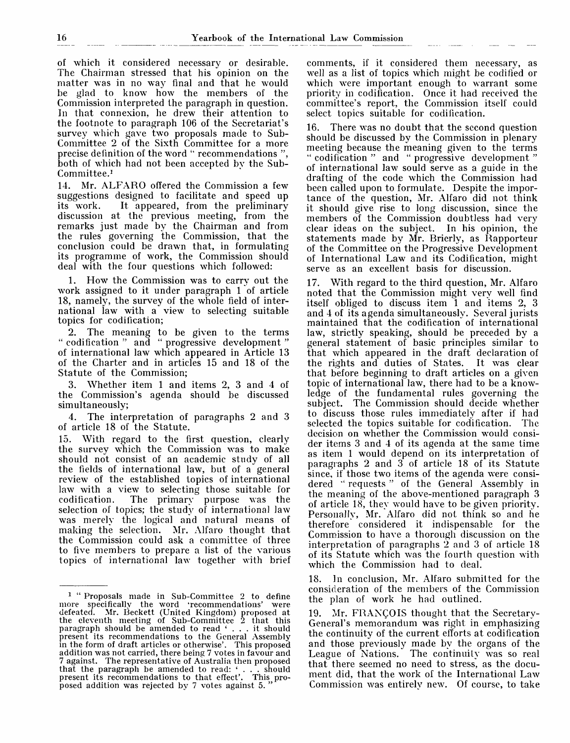of which it considered necessary or desirable. The Chairman stressed that his opinion on the matter was in no way final and that he would be glad to know how the members of the Commission interpreted the paragraph in question. In that connexion, he drew their attention to the footnote to paragraph 106 of the Secretariat's survey which gave two proposals made to Sub-Committee 2 of the Sixth Committee for a more precise definition of the word " recommendations ", both of which had not been accepted by the Sub-Committee.[1]

14. Mr. ALFARO offered the Commission a few suggestions designed to facilitate and speed up its work. It appeared, from the preliminary discussion at the previous meeting, from the remarks just made by the Chairman and from the rules governing the Commission, that the conclusion could be drawn that, in formulating its programme of work, the Commission should deal with the four questions which followed:

1. How the Commission was to carry out the work assigned to it under paragraph 1 of article 18, namely, the survey of the whole field of international law with a view to selecting suitable topics for codification;

2. The meaning to be given to the terms " codification " and " progressive development " of international law which appeared in Article 13 of the Charter and in articles 15 and 18 of the Statute of the Commission;

3. Whether item 1 and items 2, 3 and 4 of the Commission's agenda should be discussed simultaneously;

4. The interpretation of paragraphs 2 and 3 of article 18 of the Statute.

15. With regard to the first question, clearly the survey which the Commission was to make should not consist of an academic study of all the fields of international law, but of a general review of the established topics of international law with a view to selecting those suitable for codification. The primary purpose was the selection of topics; the study of international law was merely the logical and natural means of making the selection. Mr. Alfaro thought that the Commission could ask a committee of three to five members to prepare a list of the various topics of international law together with brief comments, if it considered them necessary, as well as a list of topics which might be codified or which were important enough to warrant some priority in codification. Once it had received the committee's report, the Commission itself could select topics suitable for codification.

16. There was no doubt that the second question should be discussed by the Commission in plenary meeting because the meaning given to the terms " codification " and " progressive development " of international law sould serve as a guide in the drafting of the code which the Commission had been called upon to formulate. Despite the importance of the question, Mr. Alfaro did not think it should give rise to long discussion, since the members of the Commission doubtless had very clear ideas on the subject. In his opinion, the statements made by Mr. Brierly, as Rapporteur of the Committee on the Progressive Development of International Law and its Codification, might serve as an excellent basis for discussion.

17. With regard to the third question, Mr. Alfaro noted that the Commission might very well find itself obliged to discuss item 1 and items 2, 3 and 4 of its agenda simultaneously. Several jurists maintained that the codification of international law, strictly speaking, should be preceded by a general statement of basic principles similar to that which appeared in the draft declaration of the rights and duties of States. It was clear that before beginning to draft articles on a given topic of international law, there had to be a knowledge of the fundamental rules governing the subject. The Commission should decide whether to discuss those rules immediately after if had selected the topics suitable for codification. The decision on whether the Commission would consider items 3 and 4 of its agenda at the same time as item 1 would depend on its interpretation of paragraphs 2 and 3 of article 18 of its Statute since, if those two items of the agenda were considered " requests " of the General Assembly in the meaning of the above-mentioned paragraph 3 of article 18, they would have to be given priority. Personally, Mr. Alfaro did not think so and he therefore considered it indispensable for the Commission to have a thorough discussion on the interpretation of paragraphs 2 and 3 of article 18 of its Statute which was the fourth question with which the Commission had to deal.

18. In conclusion, Mr. Alfaro submitted for the consideration of the members of the Commission the plan of work he had outlined.

19. Mr. FRANÇOIS thought that the Secretary-General's memorandum was right in emphasizing the continuity of the current efforts at codification and those previously made by the organs of the League of Nations. The continuity was so real that there seemed no need to stress, as the document did, that the work of the International Law Commission was entirely new. Of course, to take

---

[1] " Proposals made in Sub-Committee 2 to define more specifically the word 'recommendations' were defeated. Mr. Beckett (United Kingdom) proposed at the eleventh meeting of Sub-Committee 2 that this paragraph should be amended to read ' . . . it should present its recommendations to the General Assembly in the form of draft articles or otherwise'. This proposed addition was not carried, there being 7 votes in favour and 7 against. The representative of Australia then proposed that the paragraph be amended to read: ' . . . should present its recommendations to that effect'. This proposed addition was rejected by 7 votes against 5. "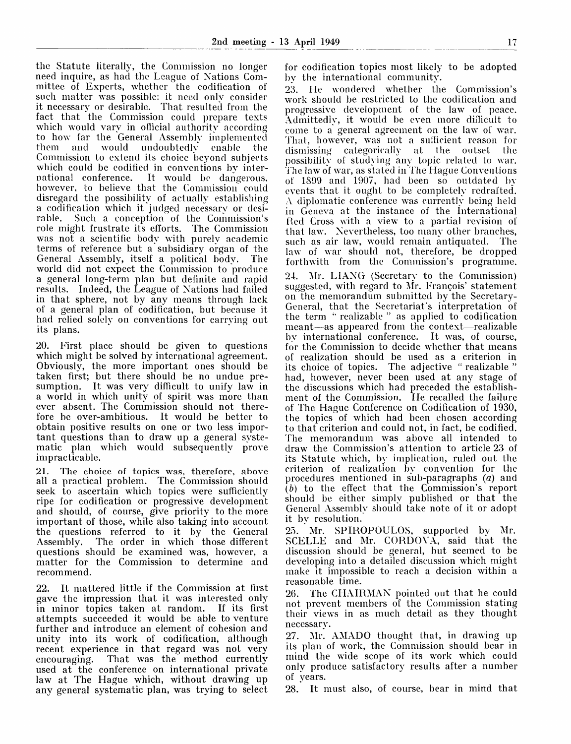the Statute literally, the Commission no longer need inquire, as had the League of Nations Committee of Experts, whether the codification of such matter was possible: it need only consider it necessary or desirable. That resulted from the fact that the Commission could prepare texts which would vary in official authority according to how far the General Assembly implemented them and would undoubtedly enable the Commission to extend its choice beyond subjects which could be codified in conventions by international conference. It would be dangerous, however, to believe that the Commission could disregard the possibility of actually establishing a codification which it judged necessary or desirable. Such a conception of the Commission's role might frustrate its efforts. The Commission was not a scientific body with purely academic terms of reference but a subsidiary organ of the General Assembly, itself a political body. The world did not expect the Commission to produce a general long-term plan but definite and rapid results. Indeed, the League of Nations had failed in that sphere, not by any means through lack of a general plan of codification, but because it had relied solely on conventions for carrying out its plans.

20. First place should be given to questions which might be solved by international agreement. Obviously, the more important ones should be taken first; but there should be no undue presumption. It was very difficult to unify law in a world in which unity of spirit was more than ever absent. The Commission should not therefore be over-ambitious. It would be better to obtain positive results on one or two less important questions than to draw up a general systematic plan which would subsequently prove impracticable.

21. The choice of topics was, therefore, above all a practical problem. The Commission should seek to ascertain which topics were sufficiently ripe for codification or progressive development and should, of course, give priority to the more important of those, while also taking into account the questions referred to it by the General Assembly. The order in which those different questions should be examined was, however, a matter for the Commission to determine and recommend.

22. It mattered little if the Commission at first gave the impression that it was interested only in minor topics taken at random. If its first attempts succeeded it would be able to venture further and introduce an element of cohesion and unity into its work of codification, although recent experience in that regard was not very encouraging. That was the method currently used at the conference on international private law at The Hague which, without drawing up any general systematic plan, was trying to select for codification topics most likely to be adopted by the international community.

23. He wondered whether the Commission's work should be restricted to the codification and progressive development of the law of peace. Admittedly, it would be even more difficult to come to a general agreement on the law of war. That, however, was not a sufficient reason for dismissing categorically at the outset the possibility of studying any topic related to war. The law of war, as stated in The Hague Conventions of 1899 and 1907, had been so outdated by events that it ought to be completely redrafted. A diplomatic conference was currently being held in Geneva at the instance of the International Red Cross with a view to a partial revision of that law. Nevertheless, too many other branches, such as air law, would remain antiquated. The law of war should not, therefore, be dropped forthwith from the Commission's programme.

24. Mr. LIANG (Secretary to the Commission) suggested, with regard to Mr. François' statement on the memorandum submitted by the Secretary-General, that the Secretariat's interpretation of the term "realizable" as applied to codification meant—as appeared from the context—realizable by international conference. It was, of course, for the Commission to decide whether that means of realization should be used as a criterion in its choice of topics. The adjective "realizable" had, however, never been used at any stage of the discussions which had preceded the establishment of the Commission. He recalled the failure of The Hague Conference on Codification of 1930, the topics of which had been chosen according to that criterion and could not, in fact, be codified. The memorandum was above all intended to draw the Commission's attention to article 23 of its Statute which, by implication, ruled out the criterion of realization by convention for the procedures mentioned in sub-paragraphs (*a*) and (*b*) to the effect that the Commission's report should be either simply published or that the General Assembly should take note of it or adopt it by resolution.

25. Mr. SPIROPOULOS, supported by Mr. SCELLE and Mr. CORDOVA, said that the discussion should be general, but seemed to be developing into a detailed discussion which might make it impossible to reach a decision within a reasonable time.

26. The CHAIRMAN pointed out that he could not prevent members of the Commission stating their views in as much detail as they thought necessary.

27. Mr. AMADO thought that, in drawing up its plan of work, the Commission should bear in mind the wide scope of its work which could only produce satisfactory results after a number of years.

28. It must also, of course, bear in mind that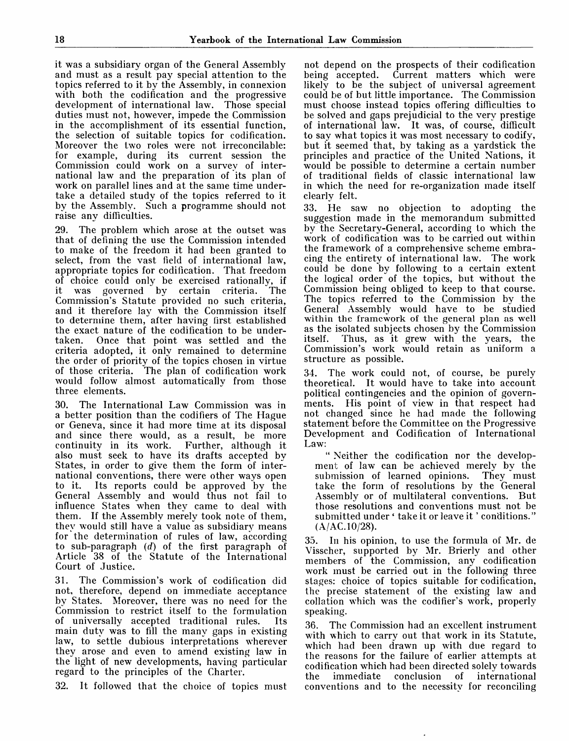it was a subsidiary organ of the General Assembly and must as a result pay special attention to the topics referred to it by the Assembly, in connexion with both the codification and the progressive development of international law. Those special duties must not, however, impede the Commission in the accomplishment of its essential function, the selection of suitable topics for codification. Moreover the two roles were not irreconcilable: for example, during its current session the Commission could work on a survey of international law and the preparation of its plan of work on parallel lines and at the same time undertake a detailed study of the topics referred to it by the Assembly. Such a programme should not raise any difficulties.

29. The problem which arose at the outset was that of defining the use the Commission intended to make of the freedom it had been granted to select, from the vast field of international law, appropriate topics for codification. That freedom of choice could only be exercised rationally, if it was governed by certain criteria. The Commission's Statute provided no such criteria, and it therefore lay with the Commission itself to determine them, after having first established the exact nature of the codification to be undertaken. Once that point was settled and the criteria adopted, it only remained to determine the order of priority of the topics chosen in virtue of those criteria. The plan of codification work would follow almost automatically from those three elements.

30. The International Law Commission was in a better position than the codifiers of The Hague or Geneva, since it had more time at its disposal and since there would, as a result, be more continuity in its work. Further, although it also must seek to have its drafts accepted by States, in order to give them the form of international conventions, there were other ways open to it. Its reports could be approved by the General Assembly and would thus not fail to influence States when they came to deal with them. If the Assembly merely took note of them, they would still have a value as subsidiary means for the determination of rules of law, according to sub-paragraph (*d*) of the first paragraph of Article 38 of the Statute of the International Court of Justice.

31. The Commission's work of codification did not, therefore, depend on immediate acceptance by States. Moreover, there was no need for the Commission to restrict itself to the formulation of universally accepted traditional rules. Its main duty was to fill the many gaps in existing law, to settle dubious interpretations wherever they arose and even to amend existing law in the light of new developments, having particular regard to the principles of the Charter.

32. It followed that the choice of topics must not depend on the prospects of their codification being accepted. Current matters which were likely to be the subject of universal agreement could be of but little importance. The Commission must choose instead topics offering difficulties to be solved and gaps prejudicial to the very prestige of international law. It was, of course, difficult to say what topics it was most necessary to codify, but it seemed that, by taking as a yardstick the principles and practice of the United Nations, it would be possible to determine a certain number of traditional fields of classic international law in which the need for re-organization made itself clearly felt.

33. He saw no objection to adopting the suggestion made in the memorandum submitted by the Secretary-General, according to which the work of codification was to be carried out within the framework of a comprehensive scheme embracing the entirety of international law. The work could be done by following to a certain extent the logical order of the topics, but without the Commission being obliged to keep to that course. The topics referred to the Commission by the General Assembly would have to be studied within the framework of the general plan as well as the isolated subjects chosen by the Commission itself. Thus, as it grew with the years, the Commission's work would retain as uniform a structure as possible.

34. The work could not, of course, be purely theoretical. It would have to take into account political contingencies and the opinion of governments. His point of view in that respect had not changed since he had made the following statement before the Committee on the Progressive Development and Codification of International Law:

> "Neither the codification nor the development of law can be achieved merely by the submission of learned opinions. They must take the form of resolutions by the General Assembly or of multilateral conventions. But those resolutions and conventions must not be submitted under 'take it or leave it' conditions." (A/AC.10/28).

35. In his opinion, to use the formula of Mr. de Visscher, supported by Mr. Brierly and other members of the Commission, any codification work must be carried out in the following three stages: choice of topics suitable for codification, the precise statement of the existing law and collation which was the codifier's work, properly speaking.

36. The Commission had an excellent instrument with which to carry out that work in its Statute, which had been drawn up with due regard to the reasons for the failure of earlier attempts at codification which had been directed solely towards the immediate conclusion of international conventions and to the necessity for reconciling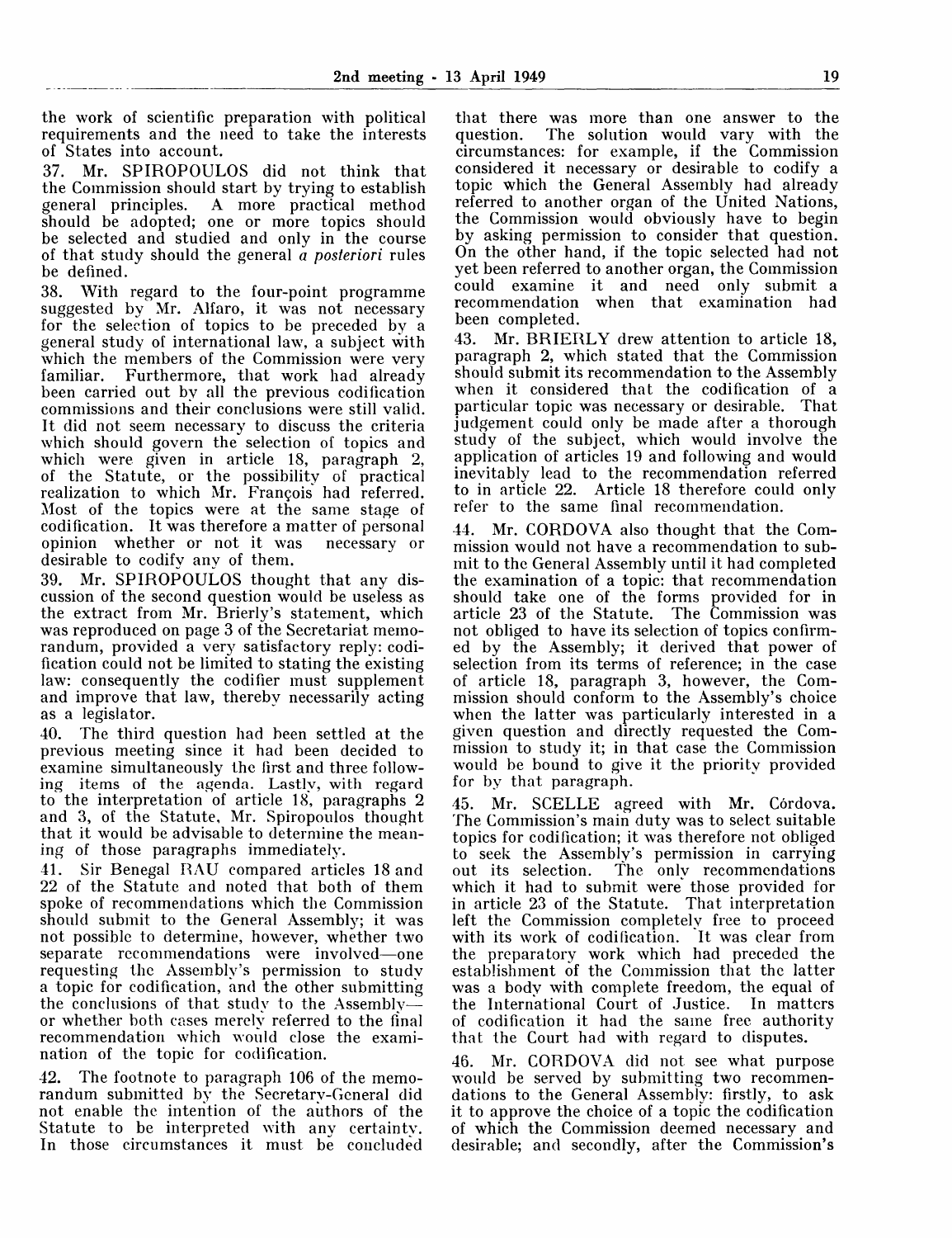the work of scientific preparation with political requirements and the need to take the interests of States into account.

37. Mr. SPIROPOULOS did not think that the Commission should start by trying to establish general principles. A more practical method should be adopted; one or more topics should be selected and studied and only in the course of that study should the general *a posteriori* rules be defined.

38. With regard to the four-point programme suggested by Mr. Alfaro, it was not necessary for the selection of topics to be preceded by a general study of international law, a subject with which the members of the Commission were very familiar. Furthermore, that work had already been carried out by all the previous codification commissions and their conclusions were still valid. It did not seem necessary to discuss the criteria which should govern the selection of topics and which were given in article 18, paragraph 2, of the Statute, or the possibility of practical realization to which Mr. François had referred. Most of the topics were at the same stage of codification. It was therefore a matter of personal opinion whether or not it was necessary or desirable to codify any of them.

39. Mr. SPIROPOULOS thought that any discussion of the second question would be useless as the extract from Mr. Brierly's statement, which was reproduced on page 3 of the Secretariat memorandum, provided a very satisfactory reply: codification could not be limited to stating the existing law: consequently the codifier must supplement and improve that law, thereby necessarily acting as a legislator.

40. The third question had been settled at the previous meeting since it had been decided to examine simultaneously the first and three following items of the agenda. Lastly, with regard to the interpretation of article 18, paragraphs 2 and 3, of the Statute, Mr. Spiropoulos thought that it would be advisable to determine the meaning of those paragraphs immediately.

41. Sir Benegal RAU compared articles 18 and 22 of the Statute and noted that both of them spoke of recommendations which the Commission should submit to the General Assembly; it was not possible to determine, however, whether two separate recommendations were involved—one requesting the Assembly's permission to study a topic for codification, and the other submitting the conclusions of that study to the Assembly—or whether both cases merely referred to the final recommendation which would close the examination of the topic for codification.

42. The footnote to paragraph 106 of the memorandum submitted by the Secretary-General did not enable the intention of the authors of the Statute to be interpreted with any certainty. In those circumstances it must be concluded that there was more than one answer to the question. The solution would vary with the circumstances: for example, if the Commission considered it necessary or desirable to codify a topic which the General Assembly had already referred to another organ of the United Nations, the Commission would obviously have to begin by asking permission to consider that question. On the other hand, if the topic selected had not yet been referred to another organ, the Commission could examine it and need only submit a recommendation when that examination had been completed.

43. Mr. BRIERLY drew attention to article 18, paragraph 2, which stated that the Commission should submit its recommendation to the Assembly when it considered that the codification of a particular topic was necessary or desirable. That judgement could only be made after a thorough study of the subject, which would involve the application of articles 19 and following and would inevitably lead to the recommendation referred to in article 22. Article 18 therefore could only refer to the same final recommendation.

44. Mr. CORDOVA also thought that the Commission would not have a recommendation to submit to the General Assembly until it had completed the examination of a topic: that recommendation should take one of the forms provided for in article 23 of the Statute. The Commission was not obliged to have its selection of topics confirmed by the Assembly; it derived that power of selection from its terms of reference; in the case of article 18, paragraph 3, however, the Commission should conform to the Assembly's choice when the latter was particularly interested in a given question and directly requested the Commission to study it; in that case the Commission would be bound to give it the priority provided for by that paragraph.

45. Mr. SCELLE agreed with Mr. Córdova. The Commission's main duty was to select suitable topics for codification; it was therefore not obliged to seek the Assembly's permission in carrying out its selection. The only recommendations which it had to submit were those provided for in article 23 of the Statute. That interpretation left the Commission completely free to proceed with its work of codification. It was clear from the preparatory work which had preceded the establishment of the Commission that the latter was a body with complete freedom, the equal of the International Court of Justice. In matters of codification it had the same free authority that the Court had with regard to disputes.

46. Mr. CORDOVA did not see what purpose would be served by submitting two recommendations to the General Assembly: firstly, to ask it to approve the choice of a topic the codification of which the Commission deemed necessary and desirable; and secondly, after the Commission's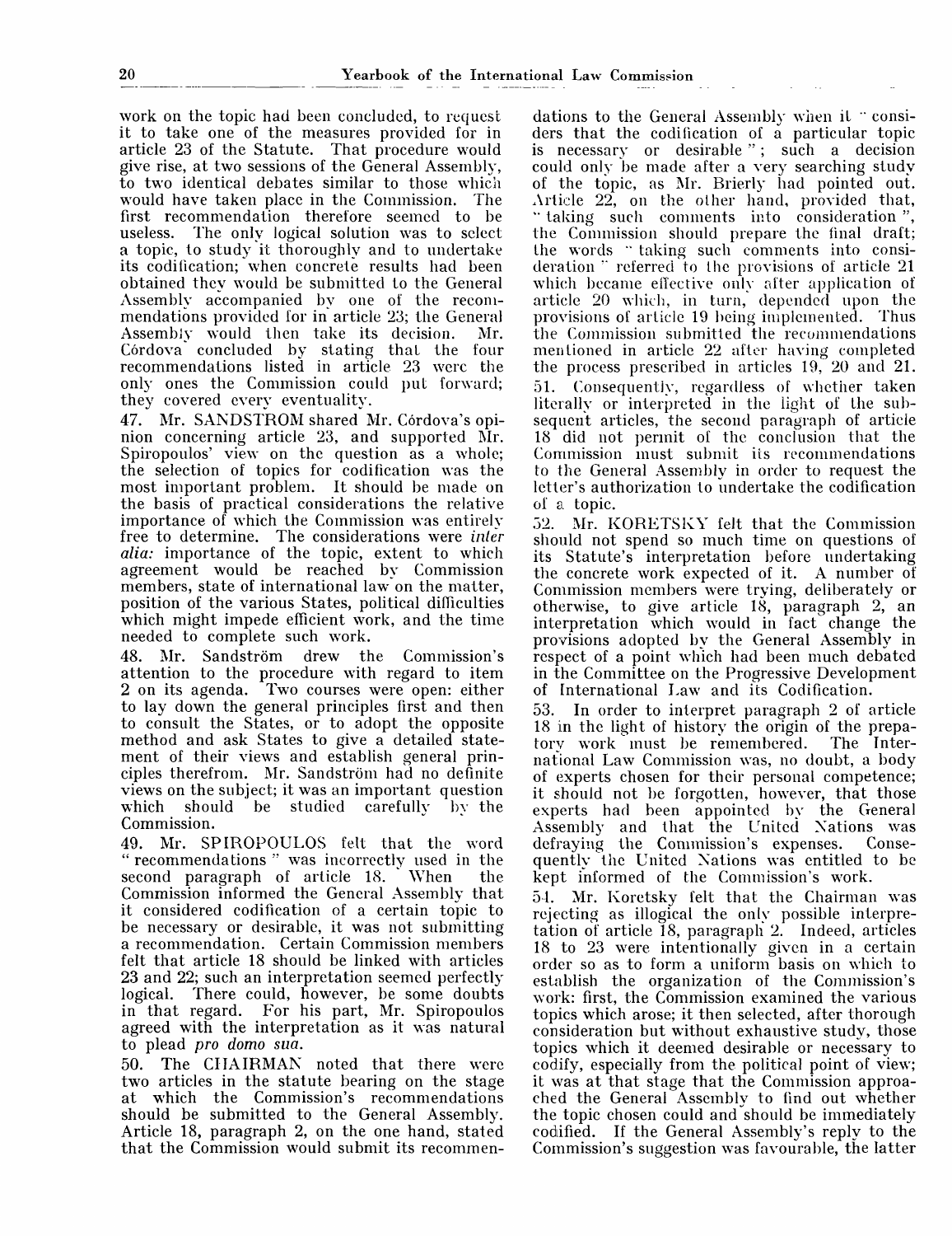work on the topic had been concluded, to request it to take one of the measures provided for in article 23 of the Statute. That procedure would give rise, at two sessions of the General Assembly, to two identical debates similar to those which would have taken place in the Commission. The first recommendation therefore seemed to be useless. The only logical solution was to select a topic, to study it thoroughly and to undertake its codification; when concrete results had been obtained they would be submitted to the General Assembly accompanied by one of the recommendations provided for in article 23; the General Assembly would then take its decision. Mr. Córdova concluded by stating that the four recommendations listed in article 23 were the only ones the Commission could put forward; they covered every eventuality.

47. Mr. SANDSTRÖM shared Mr. Córdova's opinion concerning article 23, and supported Mr. Spiropoulos' view on the question as a whole; the selection of topics for codification was the most important problem. It should be made on the basis of practical considerations the relative importance of which the Commission was entirely free to determine. The considerations were *inter alia:* importance of the topic, extent to which agreement would be reached by Commission members, state of international law on the matter, position of the various States, political difficulties which might impede efficient work, and the time needed to complete such work.

48. Mr. Sandström drew the Commission's attention to the procedure with regard to item 2 on its agenda. Two courses were open: either to lay down the general principles first and then to consult the States, or to adopt the opposite method and ask States to give a detailed statement of their views and establish general principles therefrom. Mr. Sandström had no definite views on the subject; it was an important question which should be studied carefully by the Commission.

49. Mr. SPIROPOULOS felt that the word "recommendations" was incorrectly used in the second paragraph of article 18. When the Commission informed the General Assembly that it considered codification of a certain topic to be necessary or desirable, it was not submitting a recommendation. Certain Commission members felt that article 18 should be linked with articles 23 and 22; such an interpretation seemed perfectly logical. There could, however, be some doubts in that regard. For his part, Mr. Spiropoulos agreed with the interpretation as it was natural to plead *pro domo sua.*

50. The CHAIRMAN noted that there were two articles in the statute bearing on the stage at which the Commission's recommendations should be submitted to the General Assembly. Article 18, paragraph 2, on the one hand, stated that the Commission would submit its recommendations to the General Assembly when it "considers that the codification of a particular topic is necessary or desirable"; such a decision could only be made after a very searching study of the topic, as Mr. Brierly had pointed out. Article 22, on the other hand, provided that, "taking such comments into consideration", the Commission should prepare the final draft; the words "taking such comments into consideration" referred to the provisions of article 21 which became effective only after application of article 20 which, in turn, depended upon the provisions of article 19 being implemented. Thus the Commission submitted the recommendations mentioned in article 22 after having completed the process prescribed in articles 19, 20 and 21.

51. Consequently, regardless of whether taken literally or interpreted in the light of the subsequent articles, the second paragraph of article 18 did not permit of the conclusion that the Commission must submit its recommendations to the General Assembly in order to request the latter's authorization to undertake the codification of a topic.

52. Mr. KORETSKY felt that the Commission should not spend so much time on questions of its Statute's interpretation before undertaking the concrete work expected of it. A number of Commission members were trying, deliberately or otherwise, to give article 18, paragraph 2, an interpretation which would in fact change the provisions adopted by the General Assembly in respect of a point which had been much debated in the Committee on the Progressive Development of International Law and its Codification.

53. In order to interpret paragraph 2 of article 18 in the light of history the origin of the preparatory work must be remembered. The International Law Commission was, no doubt, a body of experts chosen for their personal competence; it should not be forgotten, however, that those experts had been appointed by the General Assembly and that the United Nations was defraying the Commission's expenses. Consequently the United Nations was entitled to be kept informed of the Commission's work.

54. Mr. Koretsky felt that the Chairman was rejecting as illogical the only possible interpretation of article 18, paragraph 2. Indeed, articles 18 to 23 were intentionally given in a certain order so as to form a uniform basis on which to establish the organization of the Commission's work: first, the Commission examined the various topics which arose; it then selected, after thorough consideration but without exhaustive study, those topics which it deemed desirable or necessary to codify, especially from the political point of view; it was at that stage that the Commission approached the General Assembly to find out whether the topic chosen could and should be immediately codified. If the General Assembly's reply to the Commission's suggestion was favourable, the latter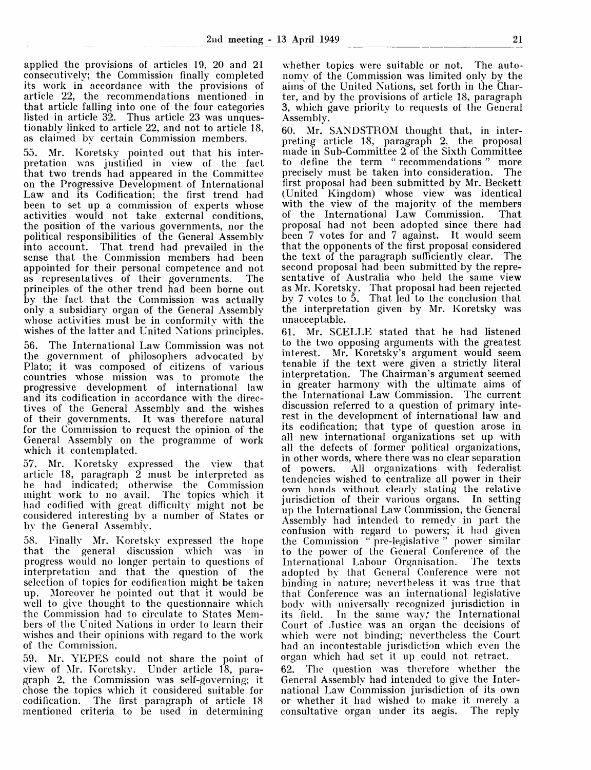applied the provisions of articles 19, 20 and 21 consecutively; the Commission finally completed its work in accordance with the provisions of article 22, the recommendations mentioned in that article falling into one of the four categories listed in article 32. Thus article 23 was unquestionably linked to article 22, and not to article 18, as claimed by certain Commission members.

55. Mr. Koretsky pointed out that his interpretation was justified in view of the fact that two trends had appeared in the Committee on the Progressive Development of International Law and its Codification; the first trend had been to set up a commission of experts whose activities would not take external conditions, the position of the various governments, nor the political responsibilities of the General Assembly into account. That trend had prevailed in the sense that the Commission members had been appointed for their personal competence and not as representatives of their governments. The principles of the other trend had been borne out by the fact that the Commission was actually only a subsidiary organ of the General Assembly whose activities must be in conformity with the wishes of the latter and United Nations principles.

56. The International Law Commission was not the government of philosophers advocated by Plato; it was composed of citizens of various countries whose mission was to promote the progressive development of international law and its codification in accordance with the directives of the General Assembly and the wishes of their governments. It was therefore natural for the Commission to request the opinion of the General Assembly on the programme of work which it contemplated.

57. Mr. Koretsky expressed the view that article 18, paragraph 2 must be interpreted as he had indicated; otherwise the Commission might work to no avail. The topics which it had codified with great difficulty might not be considered interesting by a number of States or by the General Assembly.

58. Finally Mr. Koretsky expressed the hope that the general discussion which was in progress would no longer pertain to questions of interpretation and that the question of the selection of topics for codification might be taken up. Moreover he pointed out that it would be well to give thought to the questionnaire which the Commission had to circulate to States Members of the United Nations in order to learn their wishes and their opinions with regard to the work of the Commission.

59. Mr. YEPES could not share the point of view of Mr. Koretsky. Under article 18, paragraph 2, the Commission was self-governing; it chose the topics which it considered suitable for codification. The first paragraph of article 18 mentioned criteria to be used in determining whether topics were suitable or not. The autonomy of the Commission was limited only by the aims of the United Nations, set forth in the Charter, and by the provisions of article 18, paragraph 3, which gave priority to requests of the General Assembly.

60. Mr. SANDSTROM thought that, in interpreting article 18, paragraph 2, the proposal made in Sub-Committee 2 of the Sixth Committee to define the term "recommendations" more precisely must be taken into consideration. The first proposal had been submitted by Mr. Beckett (United Kingdom) whose view was identical with the view of the majority of the members of the International Law Commission. That proposal had not been adopted since there had been 7 votes for and 7 against. It would seem that the opponents of the first proposal considered the text of the paragraph sufficiently clear. The second proposal had been submitted by the representative of Australia who held the same view as Mr. Koretsky. That proposal had been rejected by 7 votes to 5. That led to the conclusion that the interpretation given by Mr. Koretsky was unacceptable.

61. Mr. SCELLE stated that he had listened to the two opposing arguments with the greatest interest. Mr. Koretsky's argument would seem tenable if the text were given a strictly literal interpretation. The Chairman's argument seemed in greater harmony with the ultimate aims of the International Law Commission. The current discussion referred to a question of primary interest in the development of international law and its codification; that type of question arose in all new international organizations set up with all the defects of former political organizations, in other words, where there was no clear separation of powers. All organizations with federalist tendencies wished to centralize all power in their own hands without clearly stating the relative jurisdiction of their various organs. In setting up the International Law Commission, the General Assembly had intended to remedy in part the confusion with regard to powers; it had given the Commission "pre-legislative" power similar to the power of the General Conference of the International Labour Organisation. The texts adopted by that General Conference were not binding in nature; nevertheless it was true that that Conference was an international legislative body with universally recognized jurisdiction in its field. In the same way; the International Court of Justice was an organ the decisions of which were not binding; nevertheless the Court had an incontestable jurisdiction which even the organ which had set it up could not retract.

62. The question was therefore whether the General Assembly had intended to give the International Law Commission jurisdiction of its own or whether it had wished to make it merely a consultative organ under its aegis. The reply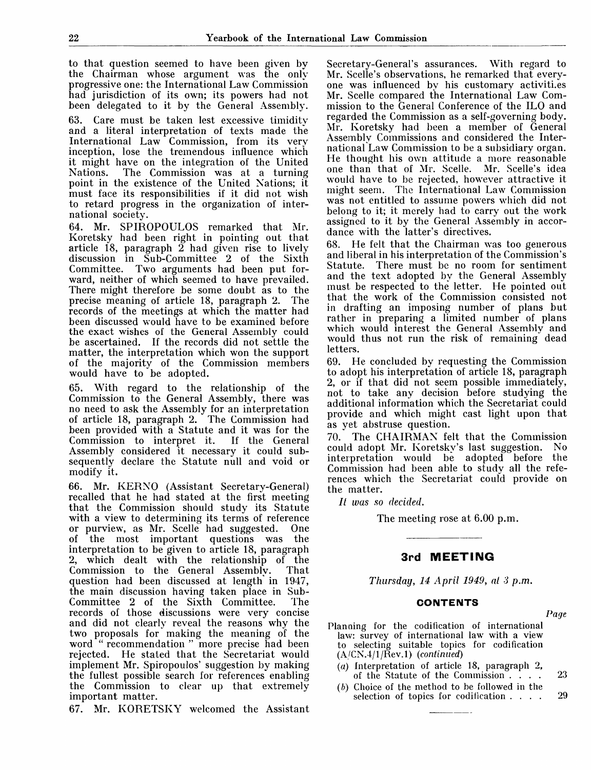to that question seemed to have been given by the Chairman whose argument was the only progressive one: the International Law Commission had jurisdiction of its own; its powers had not been delegated to it by the General Assembly.

63. Care must be taken lest excessive timidity and a literal interpretation of texts made the International Law Commission, from its very inception, lose the tremendous influence which it might have on the integration of the United Nations. The Commission was at a turning point in the existence of the United Nations; it must face its responsibilities if it did not wish to retard progress in the organization of international society.

64. Mr. SPIROPOULOS remarked that Mr. Koretsky had been right in pointing out that article 18, paragraph 2 had given rise to lively discussion in Sub-Committee 2 of the Sixth Committee. Two arguments had been put forward, neither of which seemed to have prevailed. There might therefore be some doubt as to the precise meaning of article 18, paragraph 2. The records of the meetings at which the matter had been discussed would have to be examined before the exact wishes of the General Assembly could be ascertained. If the records did not settle the matter, the interpretation which won the support of the majority of the Commission members would have to be adopted.

65. With regard to the relationship of the Commission to the General Assembly, there was no need to ask the Assembly for an interpretation of article 18, paragraph 2. The Commission had been provided with a Statute and it was for the Commission to interpret it. If the General Assembly considered it necessary it could subsequently declare the Statute null and void or modify it.

66. Mr. KERNO (Assistant Secretary-General) recalled that he had stated at the first meeting that the Commission should study its Statute with a view to determining its terms of reference or purview, as Mr. Scelle had suggested. One of the most important questions was the interpretation to be given to article 18, paragraph 2, which dealt with the relationship of the Commission to the General Assembly. That question had been discussed at length in 1947, the main discussion having taken place in Sub-Committee 2 of the Sixth Committee. The records of those discussions were very concise and did not clearly reveal the reasons why the two proposals for making the meaning of the word "recommendation" more precise had been rejected. He stated that the Secretariat would implement Mr. Spiropoulos' suggestion by making the fullest possible search for references enabling the Commission to clear up that extremely important matter.

67. Mr. KORETSKY welcomed the Assistant Secretary-General's assurances. With regard to Mr. Scelle's observations, he remarked that everyone was influenced by his customary activities. Mr. Scelle compared the International Law Commission to the General Conference of the ILO and regarded the Commission as a self-governing body. Mr. Koretsky had been a member of General Assembly Commissions and considered the International Law Commission to be a subsidiary organ. He thought his own attitude a more reasonable one than that of Mr. Scelle. Mr. Scelle's idea would have to be rejected, however attractive it might seem. The International Law Commission was not entitled to assume powers which did not belong to it; it merely had to carry out the work assigned to it by the General Assembly in accordance with the latter's directives.

68. He felt that the Chairman was too generous and liberal in his interpretation of the Commission's Statute. There must be no room for sentiment and the text adopted by the General Assembly must be respected to the letter. He pointed out that the work of the Commission consisted not in drafting an imposing number of plans but rather in preparing a limited number of plans which would interest the General Assembly and would thus not run the risk of remaining dead letters.

69. He concluded by requesting the Commission to adopt his interpretation of article 18, paragraph 2, or if that did not seem possible immediately, not to take any decision before studying the additional information which the Secretariat could provide and which might cast light upon that as yet abstruse question.

70. The CHAIRMAN felt that the Commission could adopt Mr. Koretsky's last suggestion. No interpretation would be adopted before the Commission had been able to study all the references which the Secretariat could provide on the matter.

*It was so decided.*

The meeting rose at 6.00 p.m.

---

## 3rd MEETING

*Thursday, 14 April 1949, at 3 p.m.*

### CONTENTS

| | Page |
|---|---|
| Planning for the codification of international law: survey of international law with a view to selecting suitable topics for codification (A/CN.4/1/Rev.1) *(continued)* | |
| (a) Interpretation of article 18, paragraph 2, of the Statute of the Commission | 23 |
| (b) Choice of the method to be followed in the selection of topics for codification | 29 |